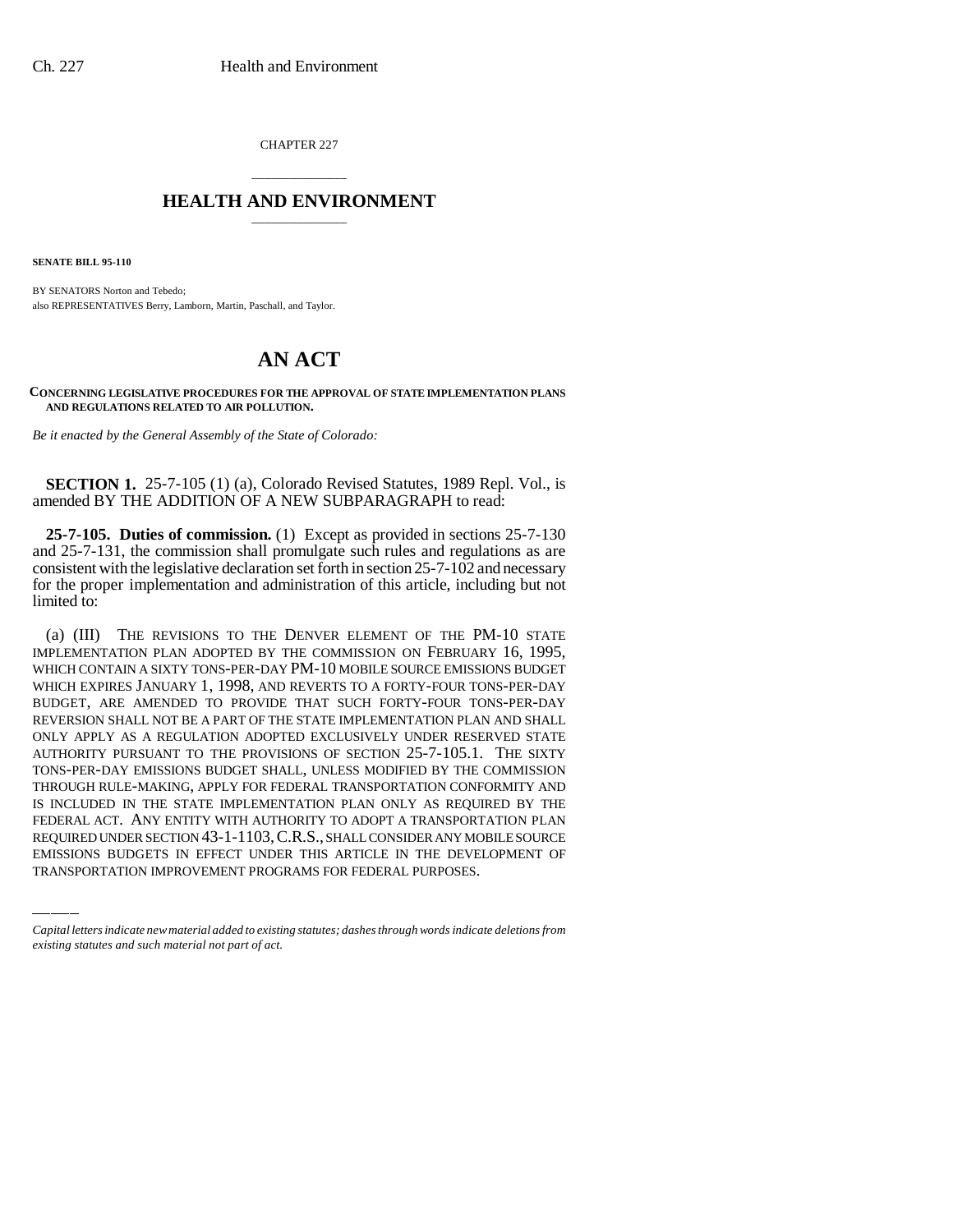CHAPTER 227

## HEALTH AND ENVIRONMENT

**SENATE BILL 95-110**

BY SENATORS Norton and Tebedo;
also REPRESENTATIVES Berry, Lamborn, Martin, Paschall, and Taylor.

# AN ACT

**CONCERNING LEGISLATIVE PROCEDURES FOR THE APPROVAL OF STATE IMPLEMENTATION PLANS AND REGULATIONS RELATED TO AIR POLLUTION.**

*Be it enacted by the General Assembly of the State of Colorado:*

**SECTION 1.** 25-7-105 (1) (a), Colorado Revised Statutes, 1989 Repl. Vol., is amended BY THE ADDITION OF A NEW SUBPARAGRAPH to read:

**25-7-105. Duties of commission.** (1) Except as provided in sections 25-7-130 and 25-7-131, the commission shall promulgate such rules and regulations as are consistent with the legislative declaration set forth in section 25-7-102 and necessary for the proper implementation and administration of this article, including but not limited to:

(a) (III) THE REVISIONS TO THE DENVER ELEMENT OF THE PM-10 STATE IMPLEMENTATION PLAN ADOPTED BY THE COMMISSION ON FEBRUARY 16, 1995, WHICH CONTAIN A SIXTY TONS-PER-DAY PM-10 MOBILE SOURCE EMISSIONS BUDGET WHICH EXPIRES JANUARY 1, 1998, AND REVERTS TO A FORTY-FOUR TONS-PER-DAY BUDGET, ARE AMENDED TO PROVIDE THAT SUCH FORTY-FOUR TONS-PER-DAY REVERSION SHALL NOT BE A PART OF THE STATE IMPLEMENTATION PLAN AND SHALL ONLY APPLY AS A REGULATION ADOPTED EXCLUSIVELY UNDER RESERVED STATE AUTHORITY PURSUANT TO THE PROVISIONS OF SECTION 25-7-105.1. THE SIXTY TONS-PER-DAY EMISSIONS BUDGET SHALL, UNLESS MODIFIED BY THE COMMISSION THROUGH RULE-MAKING, APPLY FOR FEDERAL TRANSPORTATION CONFORMITY AND IS INCLUDED IN THE STATE IMPLEMENTATION PLAN ONLY AS REQUIRED BY THE FEDERAL ACT. ANY ENTITY WITH AUTHORITY TO ADOPT A TRANSPORTATION PLAN REQUIRED UNDER SECTION 43-1-1103, C.R.S., SHALL CONSIDER ANY MOBILE SOURCE EMISSIONS BUDGETS IN EFFECT UNDER THIS ARTICLE IN THE DEVELOPMENT OF TRANSPORTATION IMPROVEMENT PROGRAMS FOR FEDERAL PURPOSES.

---

*Capital letters indicate new material added to existing statutes; dashes through words indicate deletions from existing statutes and such material not part of act.*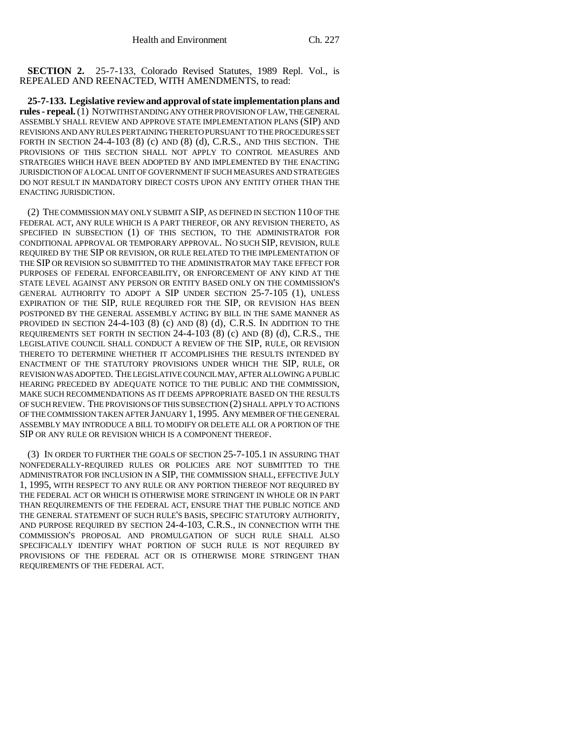**SECTION 2.** 25-7-133, Colorado Revised Statutes, 1989 Repl. Vol., is REPEALED AND REENACTED, WITH AMENDMENTS, to read:

**25-7-133. Legislative review and approval of state implementation plans and rules - repeal.** (1) NOTWITHSTANDING ANY OTHER PROVISION OF LAW, THE GENERAL ASSEMBLY SHALL REVIEW AND APPROVE STATE IMPLEMENTATION PLANS (SIP) AND REVISIONS AND ANY RULES PERTAINING THERETO PURSUANT TO THE PROCEDURES SET FORTH IN SECTION 24-4-103 (8) (c) AND (8) (d), C.R.S., AND THIS SECTION. THE PROVISIONS OF THIS SECTION SHALL NOT APPLY TO CONTROL MEASURES AND STRATEGIES WHICH HAVE BEEN ADOPTED BY AND IMPLEMENTED BY THE ENACTING JURISDICTION OF A LOCAL UNIT OF GOVERNMENT IF SUCH MEASURES AND STRATEGIES DO NOT RESULT IN MANDATORY DIRECT COSTS UPON ANY ENTITY OTHER THAN THE ENACTING JURISDICTION.

(2) THE COMMISSION MAY ONLY SUBMIT A SIP, AS DEFINED IN SECTION 110 OF THE FEDERAL ACT, ANY RULE WHICH IS A PART THEREOF, OR ANY REVISION THERETO, AS SPECIFIED IN SUBSECTION (1) OF THIS SECTION, TO THE ADMINISTRATOR FOR CONDITIONAL APPROVAL OR TEMPORARY APPROVAL. NO SUCH SIP, REVISION, RULE REQUIRED BY THE SIP OR REVISION, OR RULE RELATED TO THE IMPLEMENTATION OF THE SIP OR REVISION SO SUBMITTED TO THE ADMINISTRATOR MAY TAKE EFFECT FOR PURPOSES OF FEDERAL ENFORCEABILITY, OR ENFORCEMENT OF ANY KIND AT THE STATE LEVEL AGAINST ANY PERSON OR ENTITY BASED ONLY ON THE COMMISSION'S GENERAL AUTHORITY TO ADOPT A SIP UNDER SECTION 25-7-105 (1), UNLESS EXPIRATION OF THE SIP, RULE REQUIRED FOR THE SIP, OR REVISION HAS BEEN POSTPONED BY THE GENERAL ASSEMBLY ACTING BY BILL IN THE SAME MANNER AS PROVIDED IN SECTION 24-4-103 (8) (c) AND (8) (d), C.R.S. IN ADDITION TO THE REQUIREMENTS SET FORTH IN SECTION 24-4-103 (8) (c) AND (8) (d), C.R.S., THE LEGISLATIVE COUNCIL SHALL CONDUCT A REVIEW OF THE SIP, RULE, OR REVISION THERETO TO DETERMINE WHETHER IT ACCOMPLISHES THE RESULTS INTENDED BY ENACTMENT OF THE STATUTORY PROVISIONS UNDER WHICH THE SIP, RULE, OR REVISION WAS ADOPTED. THE LEGISLATIVE COUNCIL MAY, AFTER ALLOWING A PUBLIC HEARING PRECEDED BY ADEQUATE NOTICE TO THE PUBLIC AND THE COMMISSION, MAKE SUCH RECOMMENDATIONS AS IT DEEMS APPROPRIATE BASED ON THE RESULTS OF SUCH REVIEW. THE PROVISIONS OF THIS SUBSECTION (2) SHALL APPLY TO ACTIONS OF THE COMMISSION TAKEN AFTER JANUARY 1, 1995. ANY MEMBER OF THE GENERAL ASSEMBLY MAY INTRODUCE A BILL TO MODIFY OR DELETE ALL OR A PORTION OF THE SIP OR ANY RULE OR REVISION WHICH IS A COMPONENT THEREOF.

(3) IN ORDER TO FURTHER THE GOALS OF SECTION 25-7-105.1 IN ASSURING THAT NONFEDERALLY-REQUIRED RULES OR POLICIES ARE NOT SUBMITTED TO THE ADMINISTRATOR FOR INCLUSION IN A SIP, THE COMMISSION SHALL, EFFECTIVE JULY 1, 1995, WITH RESPECT TO ANY RULE OR ANY PORTION THEREOF NOT REQUIRED BY THE FEDERAL ACT OR WHICH IS OTHERWISE MORE STRINGENT IN WHOLE OR IN PART THAN REQUIREMENTS OF THE FEDERAL ACT, ENSURE THAT THE PUBLIC NOTICE AND THE GENERAL STATEMENT OF SUCH RULE'S BASIS, SPECIFIC STATUTORY AUTHORITY, AND PURPOSE REQUIRED BY SECTION 24-4-103, C.R.S., IN CONNECTION WITH THE COMMISSION'S PROPOSAL AND PROMULGATION OF SUCH RULE SHALL ALSO SPECIFICALLY IDENTIFY WHAT PORTION OF SUCH RULE IS NOT REQUIRED BY PROVISIONS OF THE FEDERAL ACT OR IS OTHERWISE MORE STRINGENT THAN REQUIREMENTS OF THE FEDERAL ACT.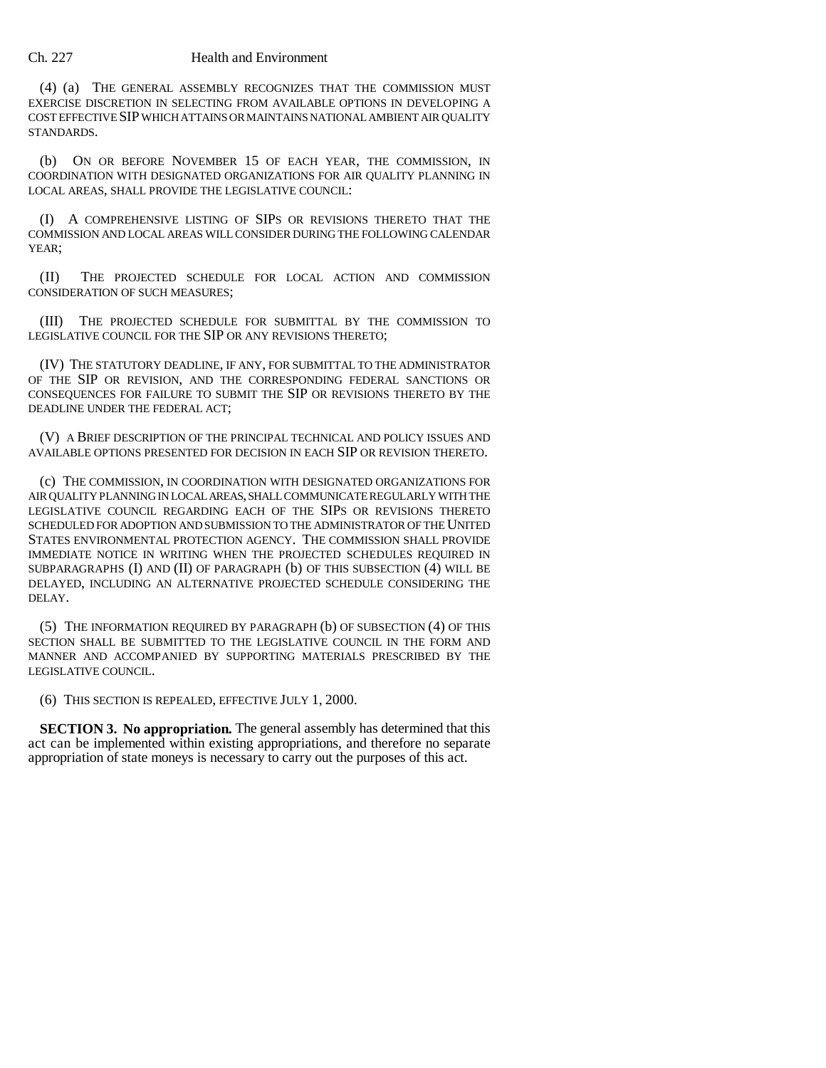(4) (a) THE GENERAL ASSEMBLY RECOGNIZES THAT THE COMMISSION MUST EXERCISE DISCRETION IN SELECTING FROM AVAILABLE OPTIONS IN DEVELOPING A COST EFFECTIVE SIP WHICH ATTAINS OR MAINTAINS NATIONAL AMBIENT AIR QUALITY STANDARDS.

(b) ON OR BEFORE NOVEMBER 15 OF EACH YEAR, THE COMMISSION, IN COORDINATION WITH DESIGNATED ORGANIZATIONS FOR AIR QUALITY PLANNING IN LOCAL AREAS, SHALL PROVIDE THE LEGISLATIVE COUNCIL:

(I) A COMPREHENSIVE LISTING OF SIPS OR REVISIONS THERETO THAT THE COMMISSION AND LOCAL AREAS WILL CONSIDER DURING THE FOLLOWING CALENDAR YEAR;

(II) THE PROJECTED SCHEDULE FOR LOCAL ACTION AND COMMISSION CONSIDERATION OF SUCH MEASURES;

(III) THE PROJECTED SCHEDULE FOR SUBMITTAL BY THE COMMISSION TO LEGISLATIVE COUNCIL FOR THE SIP OR ANY REVISIONS THERETO;

(IV) THE STATUTORY DEADLINE, IF ANY, FOR SUBMITTAL TO THE ADMINISTRATOR OF THE SIP OR REVISION, AND THE CORRESPONDING FEDERAL SANCTIONS OR CONSEQUENCES FOR FAILURE TO SUBMIT THE SIP OR REVISIONS THERETO BY THE DEADLINE UNDER THE FEDERAL ACT;

(V) A BRIEF DESCRIPTION OF THE PRINCIPAL TECHNICAL AND POLICY ISSUES AND AVAILABLE OPTIONS PRESENTED FOR DECISION IN EACH SIP OR REVISION THERETO.

(c) THE COMMISSION, IN COORDINATION WITH DESIGNATED ORGANIZATIONS FOR AIR QUALITY PLANNING IN LOCAL AREAS, SHALL COMMUNICATE REGULARLY WITH THE LEGISLATIVE COUNCIL REGARDING EACH OF THE SIPS OR REVISIONS THERETO SCHEDULED FOR ADOPTION AND SUBMISSION TO THE ADMINISTRATOR OF THE UNITED STATES ENVIRONMENTAL PROTECTION AGENCY. THE COMMISSION SHALL PROVIDE IMMEDIATE NOTICE IN WRITING WHEN THE PROJECTED SCHEDULES REQUIRED IN SUBPARAGRAPHS (I) AND (II) OF PARAGRAPH (b) OF THIS SUBSECTION (4) WILL BE DELAYED, INCLUDING AN ALTERNATIVE PROJECTED SCHEDULE CONSIDERING THE DELAY.

(5) THE INFORMATION REQUIRED BY PARAGRAPH (b) OF SUBSECTION (4) OF THIS SECTION SHALL BE SUBMITTED TO THE LEGISLATIVE COUNCIL IN THE FORM AND MANNER AND ACCOMPANIED BY SUPPORTING MATERIALS PRESCRIBED BY THE LEGISLATIVE COUNCIL.

(6) THIS SECTION IS REPEALED, EFFECTIVE JULY 1, 2000.

**SECTION 3. No appropriation.** The general assembly has determined that this act can be implemented within existing appropriations, and therefore no separate appropriation of state moneys is necessary to carry out the purposes of this act.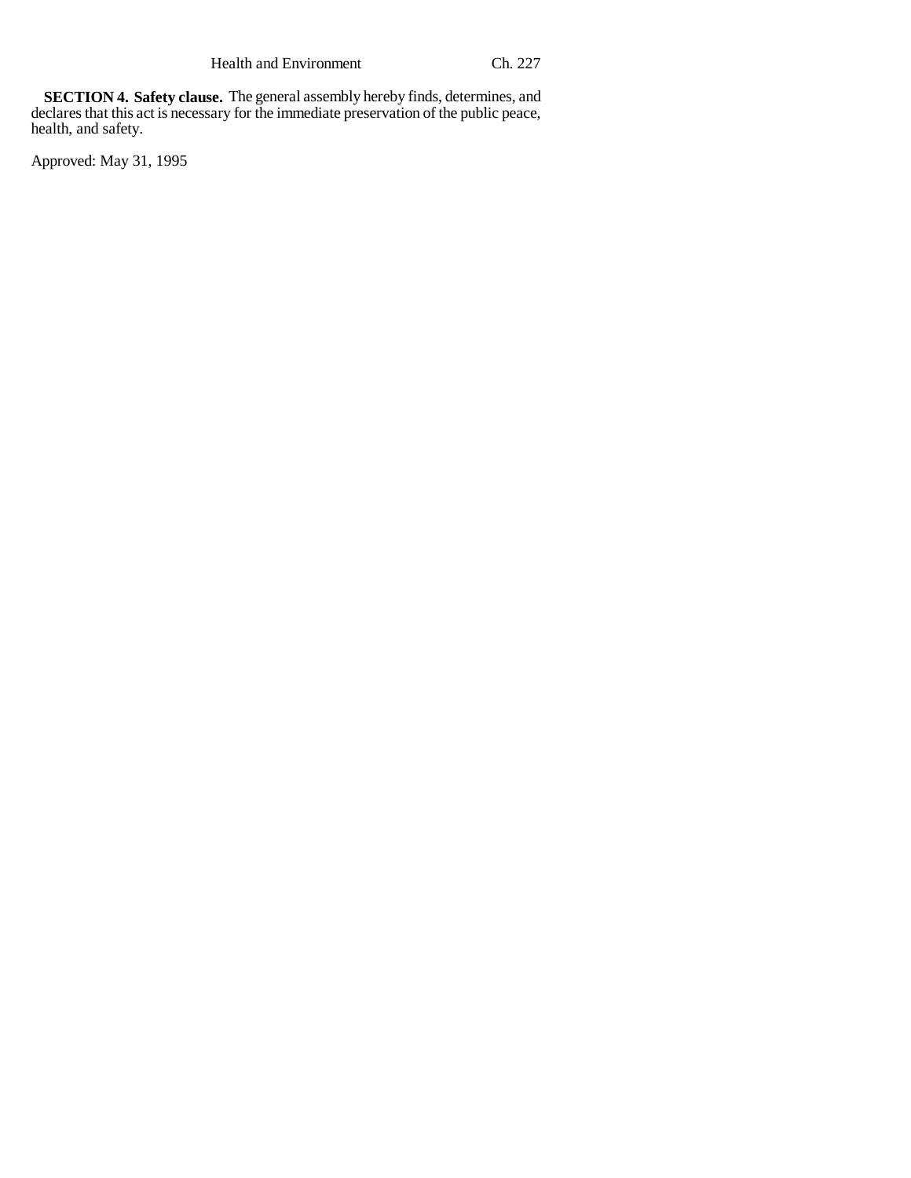**SECTION 4. Safety clause.** The general assembly hereby finds, determines, and declares that this act is necessary for the immediate preservation of the public peace, health, and safety.

Approved: May 31, 1995